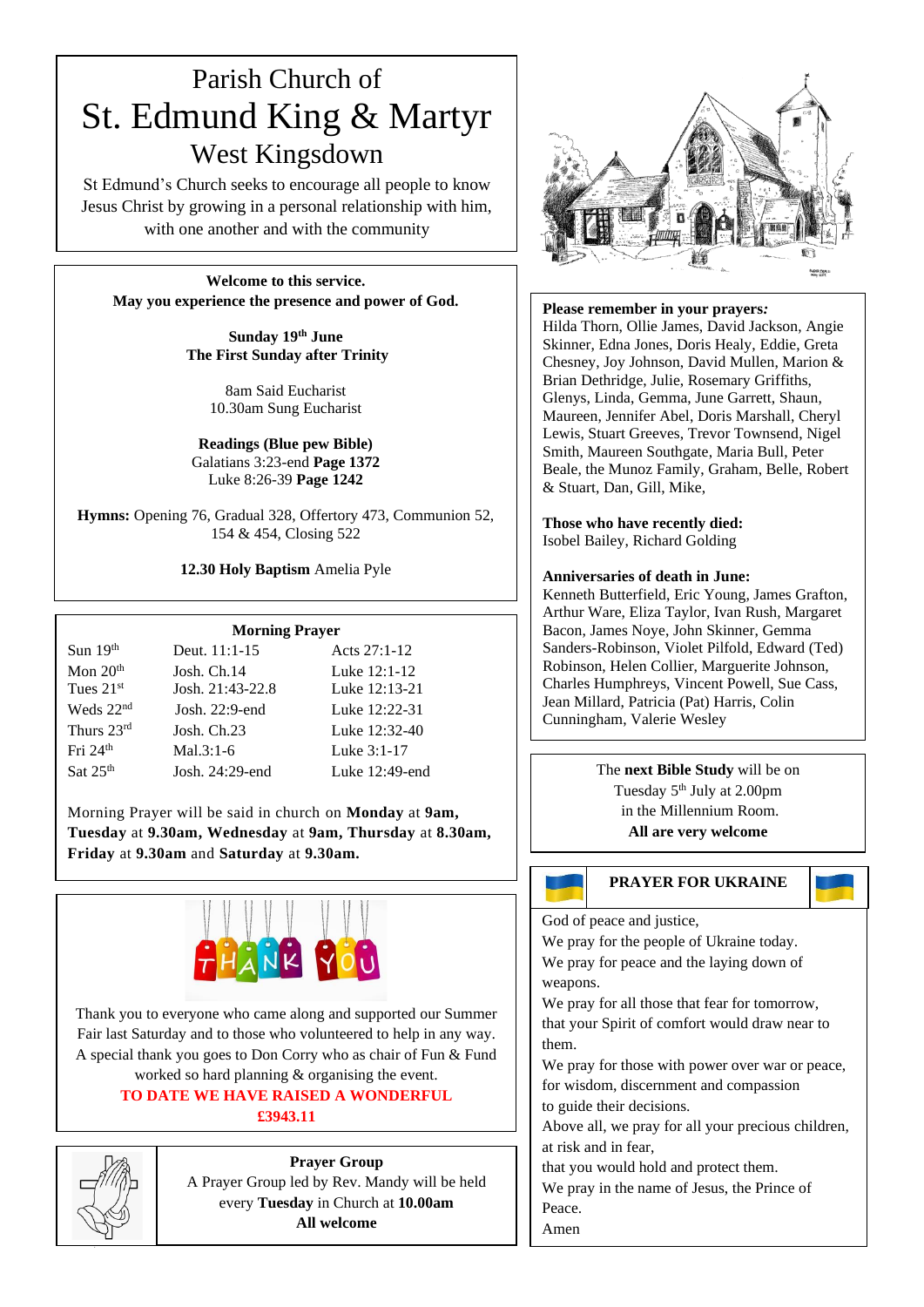# Parish Church of
# St. Edmund King & Martyr
## West Kingsdown

St Edmund's Church seeks to encourage all people to know Jesus Christ by growing in a personal relationship with him, with one another and with the community

**Welcome to this service.**
**May you experience the presence and power of God.**

**Sunday 19th June**
**The First Sunday after Trinity**

8am Said Eucharist
10.30am Sung Eucharist

**Readings (Blue pew Bible)**
Galatians 3:23-end **Page 1372**
Luke 8:26-39 **Page 1242**

**Hymns:** Opening 76, Gradual 328, Offertory 473, Communion 52, 154 & 454, Closing 522

**12.30 Holy Baptism** Amelia Pyle

**Morning Prayer**

| | | |
|---|---|---|
| Sun 19th | Deut. 11:1-15 | Acts 27:1-12 |
| Mon 20th | Josh. Ch.14 | Luke 12:1-12 |
| Tues 21st | Josh. 21:43-22.8 | Luke 12:13-21 |
| Weds 22nd | Josh. 22:9-end | Luke 12:22-31 |
| Thurs 23rd | Josh. Ch.23 | Luke 12:32-40 |
| Fri 24th | Mal.3:1-6 | Luke 3:1-17 |
| Sat 25th | Josh. 24:29-end | Luke 12:49-end |

Morning Prayer will be said in church on **Monday** at **9am, Tuesday** at **9.30am, Wednesday** at **9am, Thursday** at **8.30am, Friday** at **9.30am** and **Saturday** at **9.30am.**

Thank you to everyone who came along and supported our Summer Fair last Saturday and to those who volunteered to help in any way. A special thank you goes to Don Corry who as chair of Fun & Fund worked so hard planning & organising the event.
**TO DATE WE HAVE RAISED A WONDERFUL £3943.11**

**Prayer Group**
A Prayer Group led by Rev. Mandy will be held every **Tuesday** in Church at **10.00am**
**All welcome**

**Please remember in your prayers:**
Hilda Thorn, Ollie James, David Jackson, Angie Skinner, Edna Jones, Doris Healy, Eddie, Greta Chesney, Joy Johnson, David Mullen, Marion & Brian Dethridge, Julie, Rosemary Griffiths, Glenys, Linda, Gemma, June Garrett, Shaun, Maureen, Jennifer Abel, Doris Marshall, Cheryl Lewis, Stuart Greeves, Trevor Townsend, Nigel Smith, Maureen Southgate, Maria Bull, Peter Beale, the Munoz Family, Graham, Belle, Robert & Stuart, Dan, Gill, Mike,

**Those who have recently died:**
Isobel Bailey, Richard Golding

**Anniversaries of death in June:**
Kenneth Butterfield, Eric Young, James Grafton, Arthur Ware, Eliza Taylor, Ivan Rush, Margaret Bacon, James Noye, John Skinner, Gemma Sanders-Robinson, Violet Pilfold, Edward (Ted) Robinson, Helen Collier, Marguerite Johnson, Charles Humphreys, Vincent Powell, Sue Cass, Jean Millard, Patricia (Pat) Harris, Colin Cunningham, Valerie Wesley

The **next Bible Study** will be on Tuesday 5th July at 2.00pm in the Millennium Room.
**All are very welcome**

**PRAYER FOR UKRAINE**

God of peace and justice,
We pray for the people of Ukraine today.
We pray for peace and the laying down of weapons.
We pray for all those that fear for tomorrow, that your Spirit of comfort would draw near to them.
We pray for those with power over war or peace, for wisdom, discernment and compassion to guide their decisions.
Above all, we pray for all your precious children, at risk and in fear,
that you would hold and protect them.
We pray in the name of Jesus, the Prince of Peace.
Amen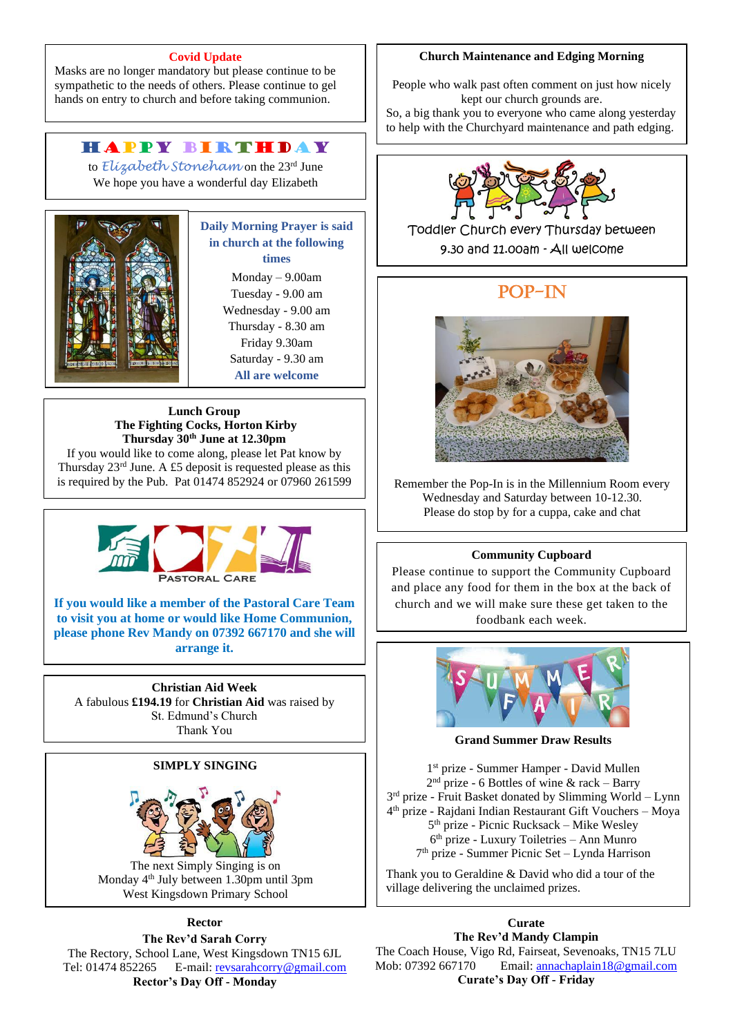**Covid Update**

Masks are no longer mandatory but please continue to be sympathetic to the needs of others. Please continue to gel hands on entry to church and before taking communion.

**HAPPY BIRTHDAY**

to *Elizabeth Stoneham* on the 23rd June

We hope you have a wonderful day Elizabeth

**Daily Morning Prayer is said in church at the following times**

Monday – 9.00am
Tuesday - 9.00 am
Wednesday - 9.00 am
Thursday - 8.30 am
Friday 9.30am
Saturday - 9.30 am

**All are welcome**

**Lunch Group**
**The Fighting Cocks, Horton Kirby**
**Thursday 30th June at 12.30pm**

If you would like to come along, please let Pat know by Thursday 23rd June. A £5 deposit is requested please as this is required by the Pub. Pat 01474 852924 or 07960 261599

PASTORAL CARE

**If you would like a member of the Pastoral Care Team to visit you at home or would like Home Communion, please phone Rev Mandy on 07392 667170 and she will arrange it.**

**Christian Aid Week**

A fabulous **£194.19** for **Christian Aid** was raised by St. Edmund's Church
Thank You

**SIMPLY SINGING**

The next Simply Singing is on
Monday 4th July between 1.30pm until 3pm
West Kingsdown Primary School

**Church Maintenance and Edging Morning**

People who walk past often comment on just how nicely kept our church grounds are.
So, a big thank you to everyone who came along yesterday to help with the Churchyard maintenance and path edging.

Toddler Church every Thursday between 9.30 and 11.00am - All welcome

## POP-IN

Remember the Pop-In is in the Millennium Room every Wednesday and Saturday between 10-12.30.
Please do stop by for a cuppa, cake and chat

**Community Cupboard**

Please continue to support the Community Cupboard and place any food for them in the box at the back of church and we will make sure these get taken to the foodbank each week.

SUMMER FAIR

**Grand Summer Draw Results**

1st prize - Summer Hamper - David Mullen
2nd prize - 6 Bottles of wine & rack – Barry
3rd prize - Fruit Basket donated by Slimming World – Lynn
4th prize - Rajdani Indian Restaurant Gift Vouchers – Moya
5th prize - Picnic Rucksack – Mike Wesley
6th prize - Luxury Toiletries – Ann Munro
7th prize - Summer Picnic Set – Lynda Harrison

Thank you to Geraldine & David who did a tour of the village delivering the unclaimed prizes.

**Rector**
**The Rev'd Sarah Corry**
The Rectory, School Lane, West Kingsdown TN15 6JL
Tel: 01474 852265 E-mail: revsarahcorry@gmail.com
**Rector's Day Off - Monday**

**Curate**
**The Rev'd Mandy Clampin**
The Coach House, Vigo Rd, Fairseat, Sevenoaks, TN15 7LU
Mob: 07392 667170 Email: annachaplain18@gmail.com
**Curate's Day Off - Friday**